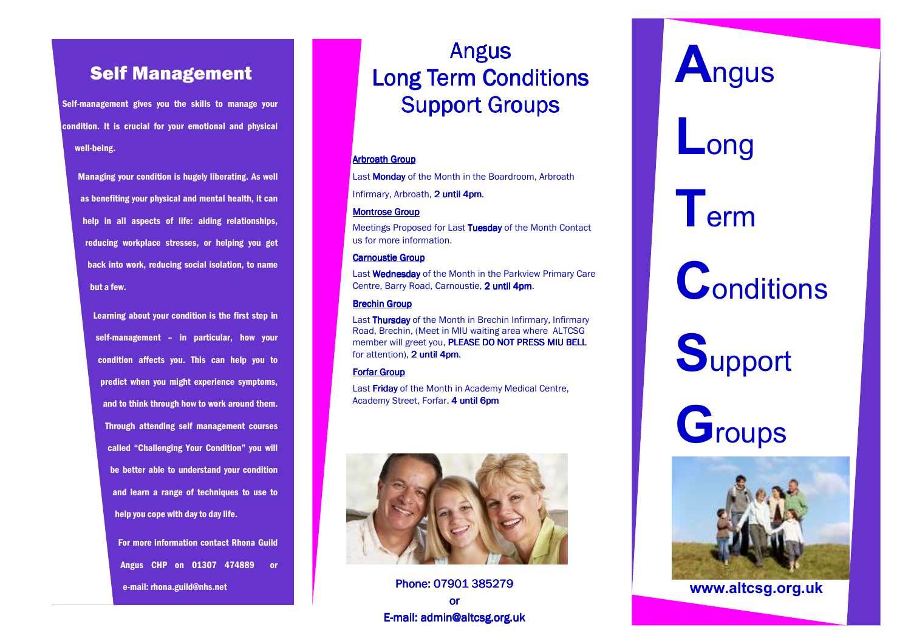## Self Management

Self-management gives you the skills to manage your condition. It is crucial for your emotional and physical well-being.

Managing your condition is hugely liberating. As well as benefiting your physical and mental health, it can help in all aspects of life: aiding relationships, reducing workplace stresses, or helping you get back into work, reducing social isolation, to name but a few.

Learning about your condition is the first step in self-management – in particular, how your condition affects you. This can help you to predict when you might experience symptoms, and to think through how to work around them. Through attending self management courses called "Challenging Your Condition" you will be better able to understand your condition and learn a range of techniques to use to help you cope with day to day life.

For more information contact Rhona Guild Angus CHP on 01307 474889 or e-mail: rhona.guild@nhs.net

# Angus Long Term Conditions Support Groups

**Arbroath Group**

Last **Monday** of the Month in the Boardroom, Arbroath Infirmary, Arbroath, **2 until 4pm**.

**Montrose Group**

Meetings Proposed for Last **Tuesday** of the Month Contact us for more information.

**Carnoustie Group**

Last **Wednesday** of the Month in the Parkview Primary Care Centre, Barry Road, Carnoustie, **2 until 4pm**.

**Brechin Group**

Last **Thursday** of the Month in Brechin Infirmary, Infirmary Road, Brechin, (Meet in MIU waiting area where ALTCSG member will greet you, **PLEASE DO NOT PRESS MIU BELL** for attention), **2 until 4pm**.

**Forfar Group**

Last **Friday** of the Month in Academy Medical Centre, Academy Street, Forfar. **4 until 6pm**

**Phone: 07901 385279**

**or**

**E-mail: admin@altcsg.org.uk**

# **A**ngus **L**ong **T**erm **C**onditions **S**upport **G**roups

**www.altcsg.org.uk**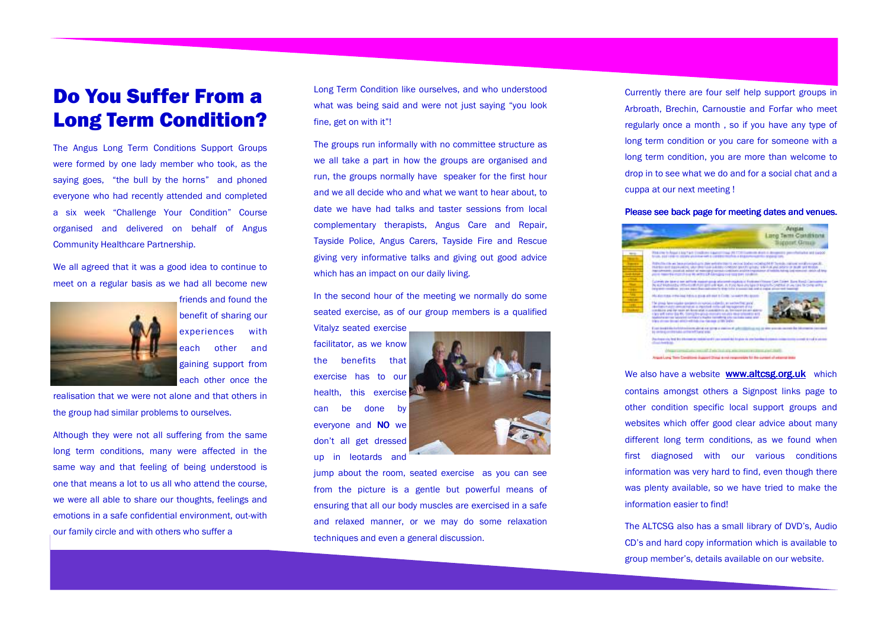# Do You Suffer From a Long Term Condition?

The Angus Long Term Conditions Support Groups were formed by one lady member who took, as the saying goes, "the bull by the horns" and phoned everyone who had recently attended and completed a six week "Challenge Your Condition" Course organised and delivered on behalf of Angus Community Healthcare Partnership.

We all agreed that it was a good idea to continue to meet on a regular basis as we had all become new friends and found the benefit of sharing our experiences with each other and gaining support from each other once the realisation that we were not alone and that others in the group had similar problems to ourselves.

Although they were not all suffering from the same long term conditions, many were affected in the same way and that feeling of being understood is one that means a lot to us all who attend the course, we were all able to share our thoughts, feelings and emotions in a safe confidential environment, out-with our family circle and with others who suffer a Long Term Condition like ourselves, and who understood what was being said and were not just saying "you look fine, get on with it"!

The groups run informally with no committee structure as we all take a part in how the groups are organised and run, the groups normally have speaker for the first hour and we all decide who and what we want to hear about, to date we have had talks and taster sessions from local complementary therapists, Angus Care and Repair, Tayside Police, Angus Carers, Tayside Fire and Rescue giving very informative talks and giving out good advice which has an impact on our daily living.

In the second hour of the meeting we normally do some seated exercise, as of our group members is a qualified Vitalyz seated exercise facilitator, as we know the benefits that exercise has to our health, this exercise can be done by everyone and **NO** we don't all get dressed up in leotards and jump about the room, seated exercise as you can see from the picture is a gentle but powerful means of ensuring that all our body muscles are exercised in a safe and relaxed manner, or we may do some relaxation techniques and even a general discussion.

Currently there are four self help support groups in Arbroath, Brechin, Carnoustie and Forfar who meet regularly once a month , so if you have any type of long term condition or you care for someone with a long term condition, you are more than welcome to drop in to see what we do and for a social chat and a cuppa at our next meeting !

**Please see back page for meeting dates and venues.**

We also have a website **www.altcsg.org.uk** which contains amongst others a Signpost links page to other condition specific local support groups and websites which offer good clear advice about many different long term conditions, as we found when first diagnosed with our various conditions information was very hard to find, even though there was plenty available, so we have tried to make the information easier to find!

The ALTCSG also has a small library of DVD's, Audio CD's and hard copy information which is available to group member's, details available on our website.